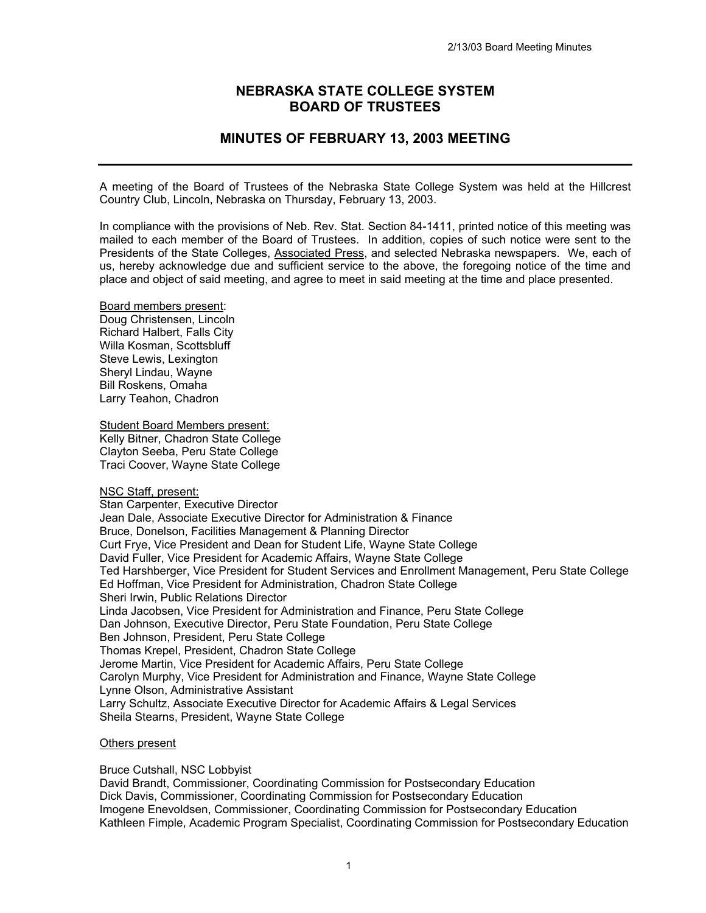# NEBRASKA STATE COLLEGE SYSTEM
# BOARD OF TRUSTEES

## MINUTES OF FEBRUARY 13, 2003 MEETING

---

A meeting of the Board of Trustees of the Nebraska State College System was held at the Hillcrest Country Club, Lincoln, Nebraska on Thursday, February 13, 2003.

In compliance with the provisions of Neb. Rev. Stat. Section 84-1411, printed notice of this meeting was mailed to each member of the Board of Trustees. In addition, copies of such notice were sent to the Presidents of the State Colleges, Associated Press, and selected Nebraska newspapers. We, each of us, hereby acknowledge due and sufficient service to the above, the foregoing notice of the time and place and object of said meeting, and agree to meet in said meeting at the time and place presented.

Board members present:
Doug Christensen, Lincoln
Richard Halbert, Falls City
Willa Kosman, Scottsbluff
Steve Lewis, Lexington
Sheryl Lindau, Wayne
Bill Roskens, Omaha
Larry Teahon, Chadron

Student Board Members present:
Kelly Bitner, Chadron State College
Clayton Seeba, Peru State College
Traci Coover, Wayne State College

NSC Staff, present:
Stan Carpenter, Executive Director
Jean Dale, Associate Executive Director for Administration & Finance
Bruce, Donelson, Facilities Management & Planning Director
Curt Frye, Vice President and Dean for Student Life, Wayne State College
David Fuller, Vice President for Academic Affairs, Wayne State College
Ted Harshberger, Vice President for Student Services and Enrollment Management, Peru State College
Ed Hoffman, Vice President for Administration, Chadron State College
Sheri Irwin, Public Relations Director
Linda Jacobsen, Vice President for Administration and Finance, Peru State College
Dan Johnson, Executive Director, Peru State Foundation, Peru State College
Ben Johnson, President, Peru State College
Thomas Krepel, President, Chadron State College
Jerome Martin, Vice President for Academic Affairs, Peru State College
Carolyn Murphy, Vice President for Administration and Finance, Wayne State College
Lynne Olson, Administrative Assistant
Larry Schultz, Associate Executive Director for Academic Affairs & Legal Services
Sheila Stearns, President, Wayne State College

Others present

Bruce Cutshall, NSC Lobbyist
David Brandt, Commissioner, Coordinating Commission for Postsecondary Education
Dick Davis, Commissioner, Coordinating Commission for Postsecondary Education
Imogene Enevoldsen, Commissioner, Coordinating Commission for Postsecondary Education
Kathleen Fimple, Academic Program Specialist, Coordinating Commission for Postsecondary Education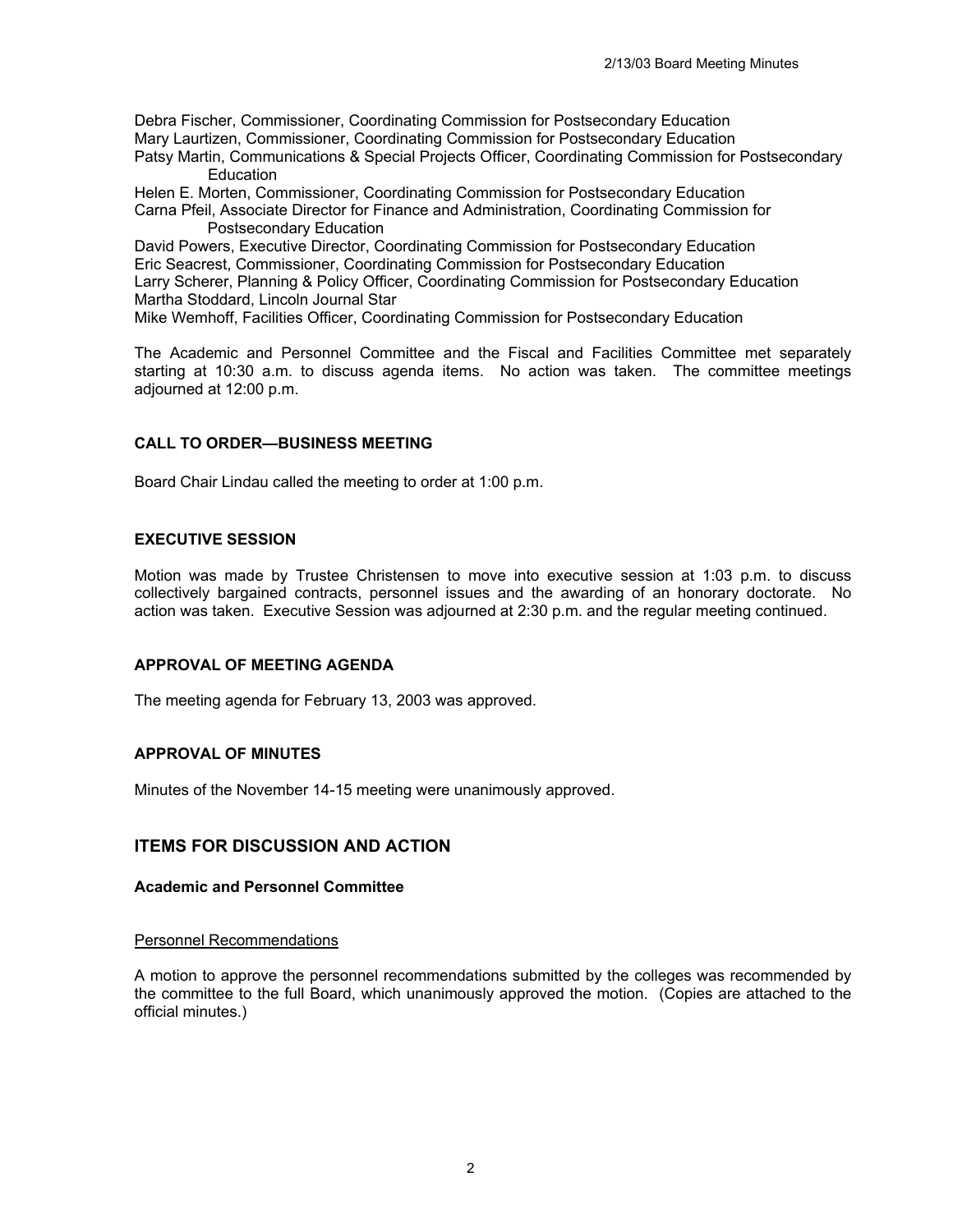Debra Fischer, Commissioner, Coordinating Commission for Postsecondary Education
Mary Laurtizen, Commissioner, Coordinating Commission for Postsecondary Education
Patsy Martin, Communications & Special Projects Officer, Coordinating Commission for Postsecondary Education
Helen E. Morten, Commissioner, Coordinating Commission for Postsecondary Education
Carna Pfeil, Associate Director for Finance and Administration, Coordinating Commission for Postsecondary Education
David Powers, Executive Director, Coordinating Commission for Postsecondary Education
Eric Seacrest, Commissioner, Coordinating Commission for Postsecondary Education
Larry Scherer, Planning & Policy Officer, Coordinating Commission for Postsecondary Education
Martha Stoddard, Lincoln Journal Star
Mike Wemhoff, Facilities Officer, Coordinating Commission for Postsecondary Education

The Academic and Personnel Committee and the Fiscal and Facilities Committee met separately starting at 10:30 a.m. to discuss agenda items. No action was taken. The committee meetings adjourned at 12:00 p.m.

### CALL TO ORDER—BUSINESS MEETING

Board Chair Lindau called the meeting to order at 1:00 p.m.

### EXECUTIVE SESSION

Motion was made by Trustee Christensen to move into executive session at 1:03 p.m. to discuss collectively bargained contracts, personnel issues and the awarding of an honorary doctorate. No action was taken. Executive Session was adjourned at 2:30 p.m. and the regular meeting continued.

### APPROVAL OF MEETING AGENDA

The meeting agenda for February 13, 2003 was approved.

### APPROVAL OF MINUTES

Minutes of the November 14-15 meeting were unanimously approved.

## ITEMS FOR DISCUSSION AND ACTION

### Academic and Personnel Committee

Personnel Recommendations

A motion to approve the personnel recommendations submitted by the colleges was recommended by the committee to the full Board, which unanimously approved the motion. (Copies are attached to the official minutes.)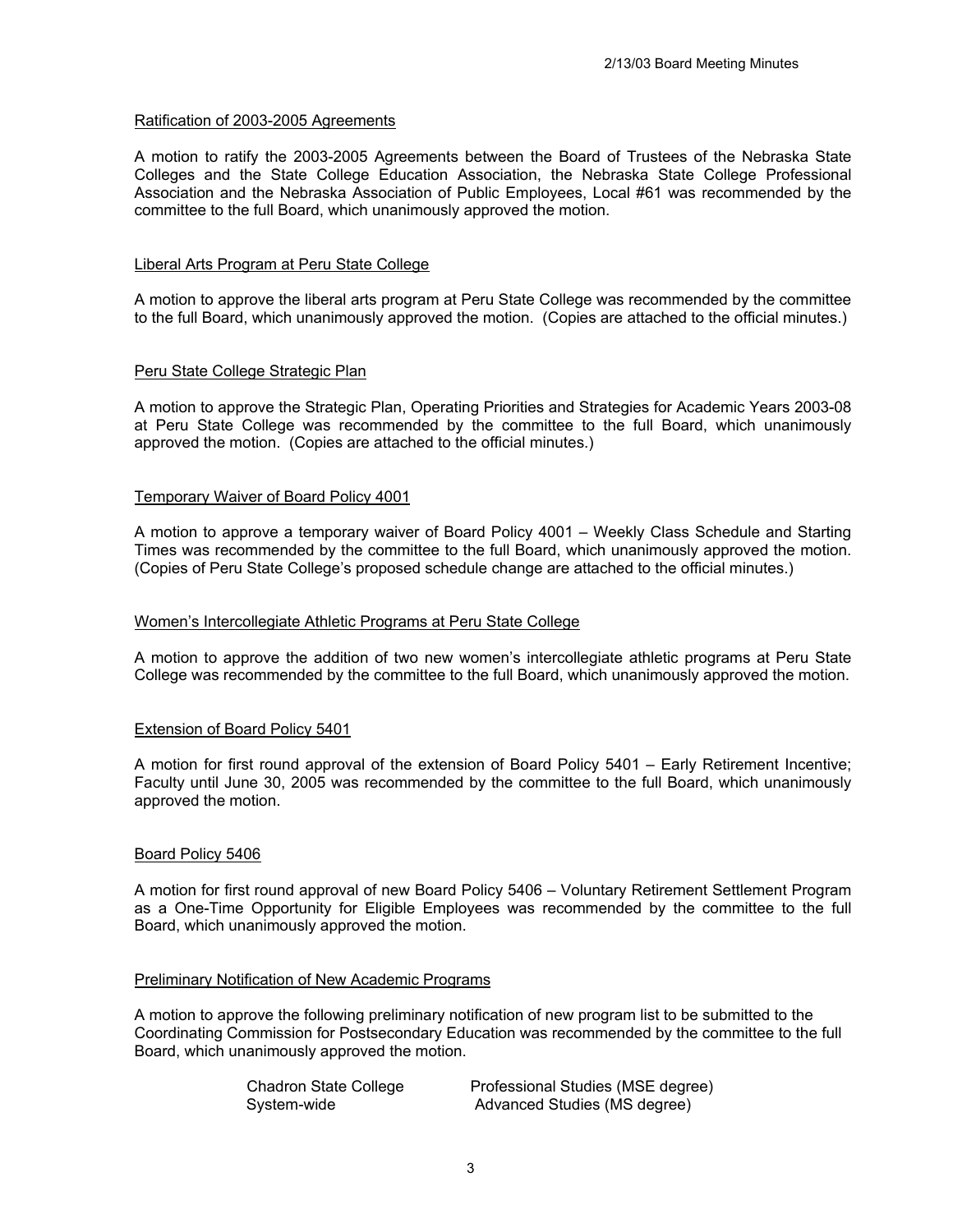Ratification of 2003-2005 Agreements

A motion to ratify the 2003-2005 Agreements between the Board of Trustees of the Nebraska State Colleges and the State College Education Association, the Nebraska State College Professional Association and the Nebraska Association of Public Employees, Local #61 was recommended by the committee to the full Board, which unanimously approved the motion.

Liberal Arts Program at Peru State College

A motion to approve the liberal arts program at Peru State College was recommended by the committee to the full Board, which unanimously approved the motion. (Copies are attached to the official minutes.)

Peru State College Strategic Plan

A motion to approve the Strategic Plan, Operating Priorities and Strategies for Academic Years 2003-08 at Peru State College was recommended by the committee to the full Board, which unanimously approved the motion. (Copies are attached to the official minutes.)

Temporary Waiver of Board Policy 4001

A motion to approve a temporary waiver of Board Policy 4001 – Weekly Class Schedule and Starting Times was recommended by the committee to the full Board, which unanimously approved the motion. (Copies of Peru State College's proposed schedule change are attached to the official minutes.)

Women's Intercollegiate Athletic Programs at Peru State College

A motion to approve the addition of two new women's intercollegiate athletic programs at Peru State College was recommended by the committee to the full Board, which unanimously approved the motion.

Extension of Board Policy 5401

A motion for first round approval of the extension of Board Policy 5401 – Early Retirement Incentive; Faculty until June 30, 2005 was recommended by the committee to the full Board, which unanimously approved the motion.

Board Policy 5406

A motion for first round approval of new Board Policy 5406 – Voluntary Retirement Settlement Program as a One-Time Opportunity for Eligible Employees was recommended by the committee to the full Board, which unanimously approved the motion.

Preliminary Notification of New Academic Programs

A motion to approve the following preliminary notification of new program list to be submitted to the Coordinating Commission for Postsecondary Education was recommended by the committee to the full Board, which unanimously approved the motion.

| | |
|---|---|
| Chadron State College | Professional Studies (MSE degree) |
| System-wide | Advanced Studies (MS degree) |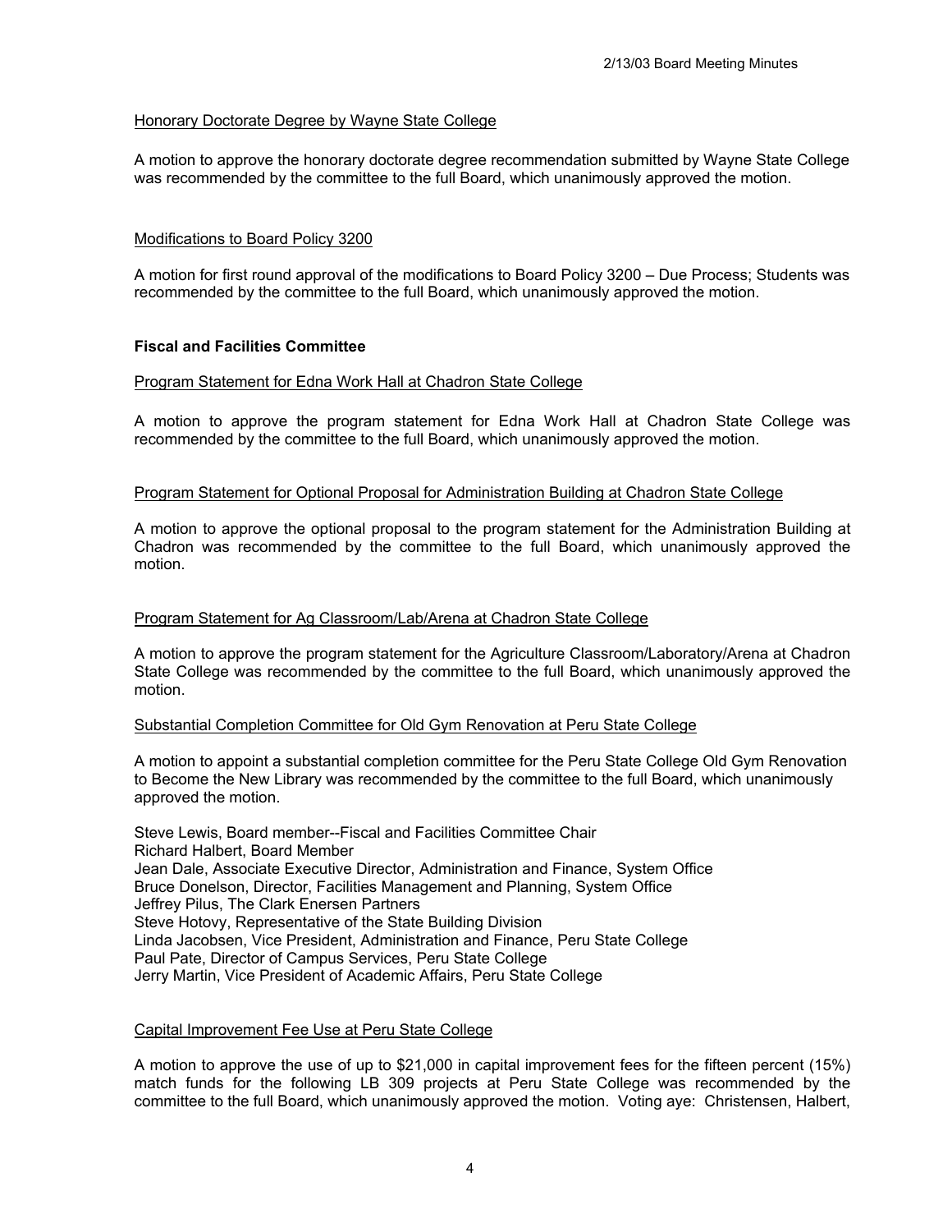Honorary Doctorate Degree by Wayne State College

A motion to approve the honorary doctorate degree recommendation submitted by Wayne State College was recommended by the committee to the full Board, which unanimously approved the motion.

Modifications to Board Policy 3200

A motion for first round approval of the modifications to Board Policy 3200 – Due Process; Students was recommended by the committee to the full Board, which unanimously approved the motion.

**Fiscal and Facilities Committee**

Program Statement for Edna Work Hall at Chadron State College

A motion to approve the program statement for Edna Work Hall at Chadron State College was recommended by the committee to the full Board, which unanimously approved the motion.

Program Statement for Optional Proposal for Administration Building at Chadron State College

A motion to approve the optional proposal to the program statement for the Administration Building at Chadron was recommended by the committee to the full Board, which unanimously approved the motion.

Program Statement for Ag Classroom/Lab/Arena at Chadron State College

A motion to approve the program statement for the Agriculture Classroom/Laboratory/Arena at Chadron State College was recommended by the committee to the full Board, which unanimously approved the motion.

Substantial Completion Committee for Old Gym Renovation at Peru State College

A motion to appoint a substantial completion committee for the Peru State College Old Gym Renovation to Become the New Library was recommended by the committee to the full Board, which unanimously approved the motion.

Steve Lewis, Board member--Fiscal and Facilities Committee Chair
Richard Halbert, Board Member
Jean Dale, Associate Executive Director, Administration and Finance, System Office
Bruce Donelson, Director, Facilities Management and Planning, System Office
Jeffrey Pilus, The Clark Enersen Partners
Steve Hotovy, Representative of the State Building Division
Linda Jacobsen, Vice President, Administration and Finance, Peru State College
Paul Pate, Director of Campus Services, Peru State College
Jerry Martin, Vice President of Academic Affairs, Peru State College

Capital Improvement Fee Use at Peru State College

A motion to approve the use of up to $21,000 in capital improvement fees for the fifteen percent (15%) match funds for the following LB 309 projects at Peru State College was recommended by the committee to the full Board, which unanimously approved the motion. Voting aye: Christensen, Halbert,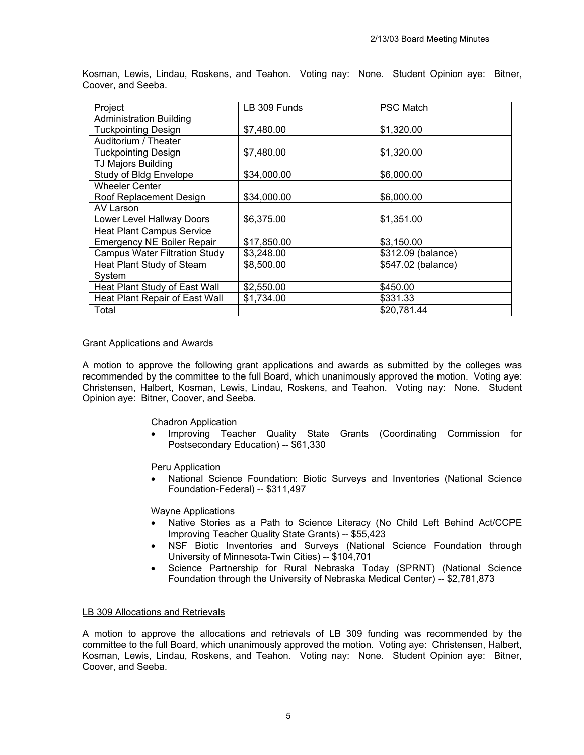Kosman, Lewis, Lindau, Roskens, and Teahon. Voting nay: None. Student Opinion aye: Bitner, Coover, and Seeba.

| Project | LB 309 Funds | PSC Match |
|---|---|---|
| Administration Building Tuckpointing Design | $7,480.00 | $1,320.00 |
| Auditorium / Theater Tuckpointing Design | $7,480.00 | $1,320.00 |
| TJ Majors Building Study of Bldg Envelope | $34,000.00 | $6,000.00 |
| Wheeler Center Roof Replacement Design | $34,000.00 | $6,000.00 |
| AV Larson Lower Level Hallway Doors | $6,375.00 | $1,351.00 |
| Heat Plant Campus Service Emergency NE Boiler Repair | $17,850.00 | $3,150.00 |
| Campus Water Filtration Study | $3,248.00 | $312.09 (balance) |
| Heat Plant Study of Steam System | $8,500.00 | $547.02 (balance) |
| Heat Plant Study of East Wall | $2,550.00 | $450.00 |
| Heat Plant Repair of East Wall | $1,734.00 | $331.33 |
| Total | | $20,781.44 |

## Grant Applications and Awards

A motion to approve the following grant applications and awards as submitted by the colleges was recommended by the committee to the full Board, which unanimously approved the motion. Voting aye: Christensen, Halbert, Kosman, Lewis, Lindau, Roskens, and Teahon. Voting nay: None. Student Opinion aye: Bitner, Coover, and Seeba.

Chadron Application

- Improving Teacher Quality State Grants (Coordinating Commission for Postsecondary Education) -- $61,330

Peru Application

- National Science Foundation: Biotic Surveys and Inventories (National Science Foundation-Federal) -- $311,497

Wayne Applications

- Native Stories as a Path to Science Literacy (No Child Left Behind Act/CCPE Improving Teacher Quality State Grants) -- $55,423
- NSF Biotic Inventories and Surveys (National Science Foundation through University of Minnesota-Twin Cities) -- $104,701
- Science Partnership for Rural Nebraska Today (SPRNT) (National Science Foundation through the University of Nebraska Medical Center) -- $2,781,873

## LB 309 Allocations and Retrievals

A motion to approve the allocations and retrievals of LB 309 funding was recommended by the committee to the full Board, which unanimously approved the motion. Voting aye: Christensen, Halbert, Kosman, Lewis, Lindau, Roskens, and Teahon. Voting nay: None. Student Opinion aye: Bitner, Coover, and Seeba.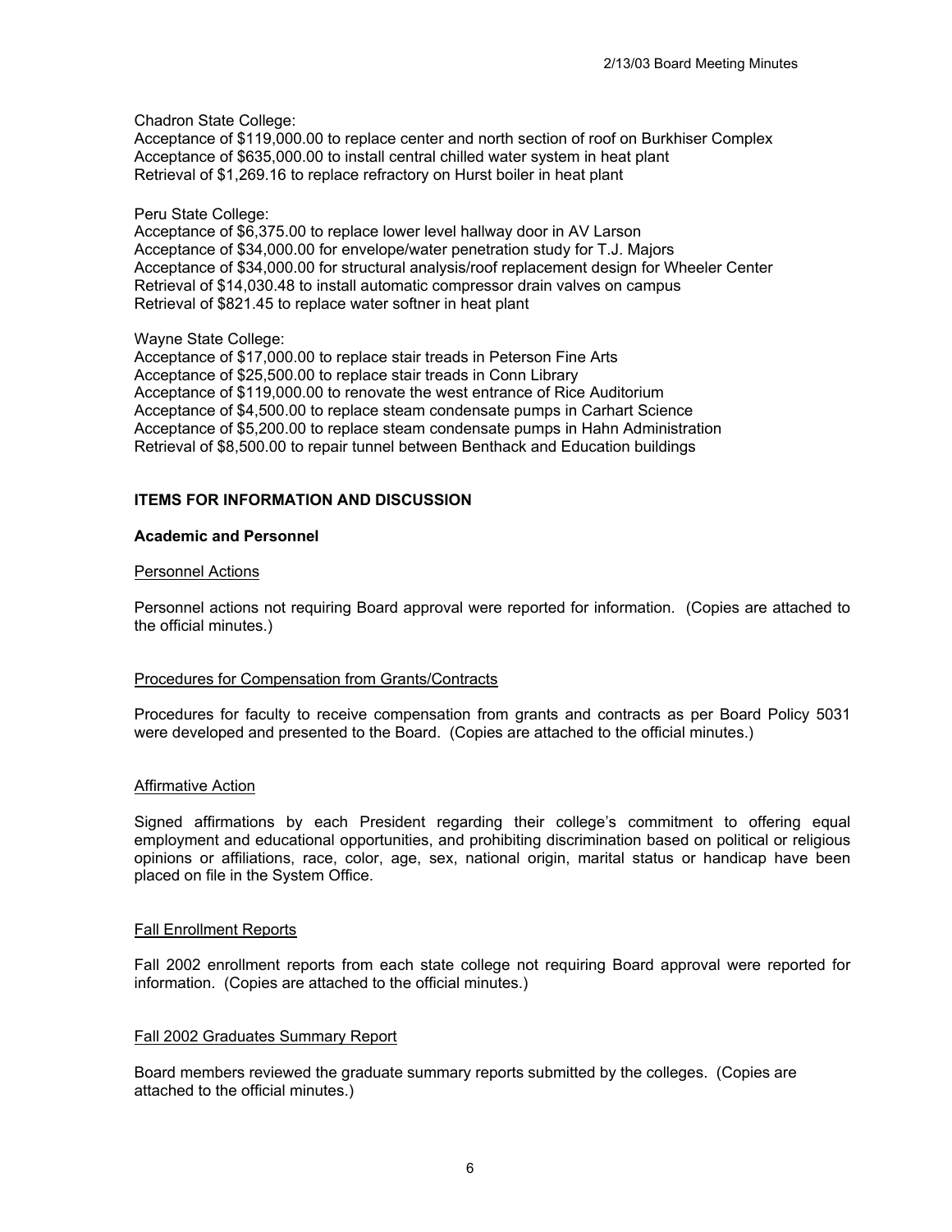Chadron State College:
Acceptance of $119,000.00 to replace center and north section of roof on Burkhiser Complex
Acceptance of $635,000.00 to install central chilled water system in heat plant
Retrieval of $1,269.16 to replace refractory on Hurst boiler in heat plant

Peru State College:
Acceptance of $6,375.00 to replace lower level hallway door in AV Larson
Acceptance of $34,000.00 for envelope/water penetration study for T.J. Majors
Acceptance of $34,000.00 for structural analysis/roof replacement design for Wheeler Center
Retrieval of $14,030.48 to install automatic compressor drain valves on campus
Retrieval of $821.45 to replace water softner in heat plant

Wayne State College:
Acceptance of $17,000.00 to replace stair treads in Peterson Fine Arts
Acceptance of $25,500.00 to replace stair treads in Conn Library
Acceptance of $119,000.00 to renovate the west entrance of Rice Auditorium
Acceptance of $4,500.00 to replace steam condensate pumps in Carhart Science
Acceptance of $5,200.00 to replace steam condensate pumps in Hahn Administration
Retrieval of $8,500.00 to repair tunnel between Benthack and Education buildings

## ITEMS FOR INFORMATION AND DISCUSSION

### Academic and Personnel

Personnel Actions

Personnel actions not requiring Board approval were reported for information. (Copies are attached to the official minutes.)

Procedures for Compensation from Grants/Contracts

Procedures for faculty to receive compensation from grants and contracts as per Board Policy 5031 were developed and presented to the Board. (Copies are attached to the official minutes.)

Affirmative Action

Signed affirmations by each President regarding their college's commitment to offering equal employment and educational opportunities, and prohibiting discrimination based on political or religious opinions or affiliations, race, color, age, sex, national origin, marital status or handicap have been placed on file in the System Office.

Fall Enrollment Reports

Fall 2002 enrollment reports from each state college not requiring Board approval were reported for information. (Copies are attached to the official minutes.)

Fall 2002 Graduates Summary Report

Board members reviewed the graduate summary reports submitted by the colleges. (Copies are attached to the official minutes.)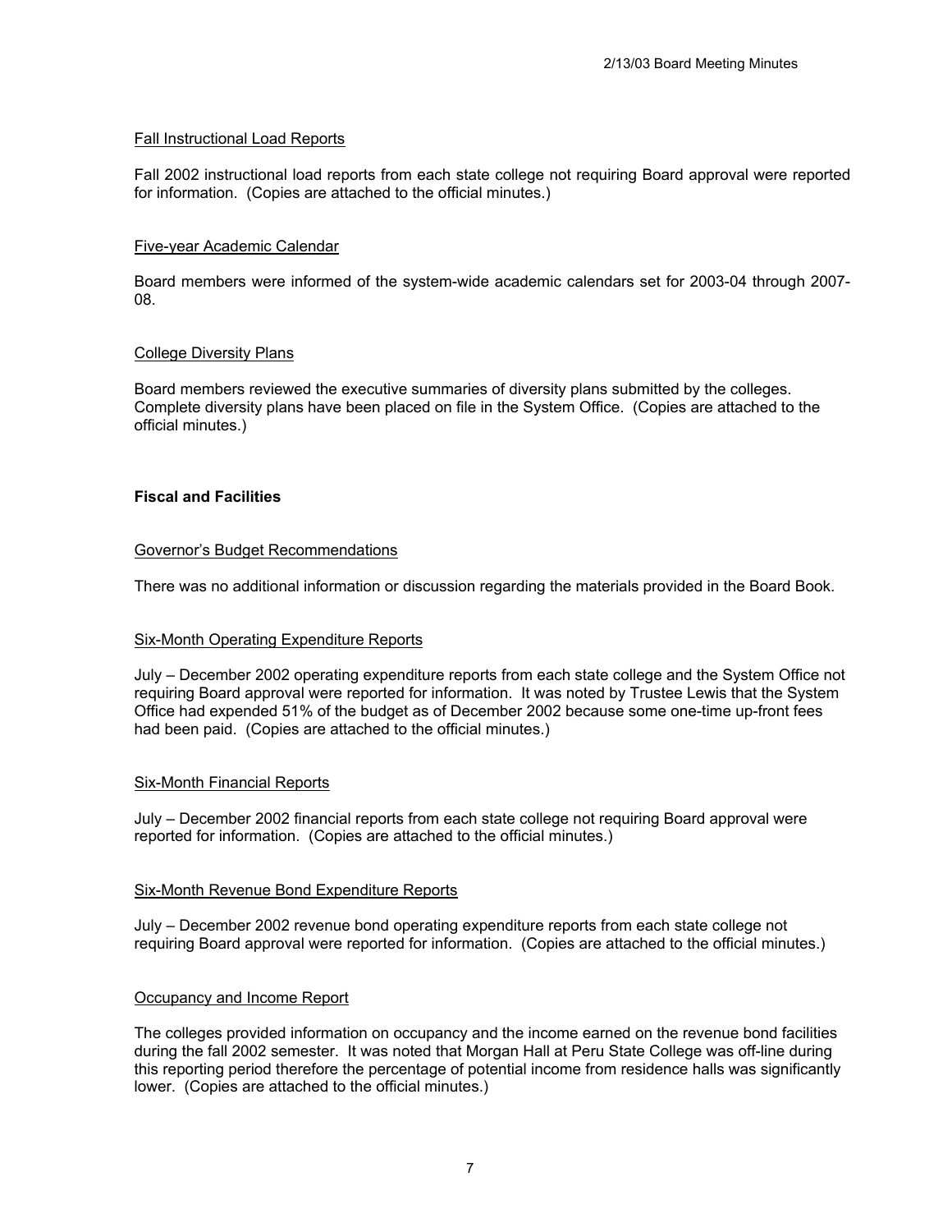### Fall Instructional Load Reports

Fall 2002 instructional load reports from each state college not requiring Board approval were reported for information. (Copies are attached to the official minutes.)

### Five-year Academic Calendar

Board members were informed of the system-wide academic calendars set for 2003-04 through 2007-08.

### College Diversity Plans

Board members reviewed the executive summaries of diversity plans submitted by the colleges. Complete diversity plans have been placed on file in the System Office. (Copies are attached to the official minutes.)

## Fiscal and Facilities

### Governor's Budget Recommendations

There was no additional information or discussion regarding the materials provided in the Board Book.

### Six-Month Operating Expenditure Reports

July – December 2002 operating expenditure reports from each state college and the System Office not requiring Board approval were reported for information. It was noted by Trustee Lewis that the System Office had expended 51% of the budget as of December 2002 because some one-time up-front fees had been paid. (Copies are attached to the official minutes.)

### Six-Month Financial Reports

July – December 2002 financial reports from each state college not requiring Board approval were reported for information. (Copies are attached to the official minutes.)

### Six-Month Revenue Bond Expenditure Reports

July – December 2002 revenue bond operating expenditure reports from each state college not requiring Board approval were reported for information. (Copies are attached to the official minutes.)

### Occupancy and Income Report

The colleges provided information on occupancy and the income earned on the revenue bond facilities during the fall 2002 semester. It was noted that Morgan Hall at Peru State College was off-line during this reporting period therefore the percentage of potential income from residence halls was significantly lower. (Copies are attached to the official minutes.)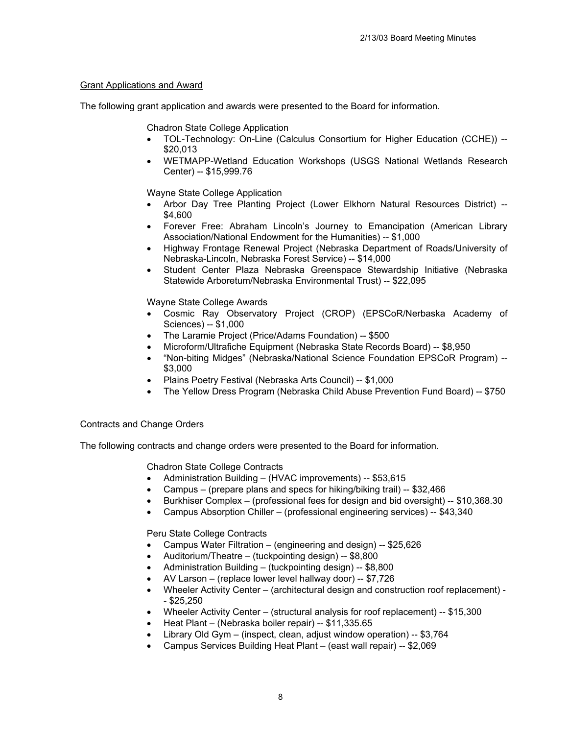## Grant Applications and Award

The following grant application and awards were presented to the Board for information.

Chadron State College Application

- TOL-Technology: On-Line (Calculus Consortium for Higher Education (CCHE)) -- $20,013
- WETMAPP-Wetland Education Workshops (USGS National Wetlands Research Center) -- $15,999.76

Wayne State College Application

- Arbor Day Tree Planting Project (Lower Elkhorn Natural Resources District) -- $4,600
- Forever Free: Abraham Lincoln's Journey to Emancipation (American Library Association/National Endowment for the Humanities) -- $1,000
- Highway Frontage Renewal Project (Nebraska Department of Roads/University of Nebraska-Lincoln, Nebraska Forest Service) -- $14,000
- Student Center Plaza Nebraska Greenspace Stewardship Initiative (Nebraska Statewide Arboretum/Nebraska Environmental Trust) -- $22,095

Wayne State College Awards

- Cosmic Ray Observatory Project (CROP) (EPSCoR/Nerbaska Academy of Sciences) -- $1,000
- The Laramie Project (Price/Adams Foundation) -- $500
- Microform/Ultrafiche Equipment (Nebraska State Records Board) -- $8,950
- "Non-biting Midges" (Nebraska/National Science Foundation EPSCoR Program) -- $3,000
- Plains Poetry Festival (Nebraska Arts Council) -- $1,000
- The Yellow Dress Program (Nebraska Child Abuse Prevention Fund Board) -- $750

## Contracts and Change Orders

The following contracts and change orders were presented to the Board for information.

Chadron State College Contracts

- Administration Building – (HVAC improvements) -- $53,615
- Campus – (prepare plans and specs for hiking/biking trail) -- $32,466
- Burkhiser Complex – (professional fees for design and bid oversight) -- $10,368.30
- Campus Absorption Chiller – (professional engineering services) -- $43,340

Peru State College Contracts

- Campus Water Filtration – (engineering and design) -- $25,626
- Auditorium/Theatre – (tuckpointing design) -- $8,800
- Administration Building – (tuckpointing design) -- $8,800
- AV Larson – (replace lower level hallway door) -- $7,726
- Wheeler Activity Center – (architectural design and construction roof replacement) -- $25,250
- Wheeler Activity Center – (structural analysis for roof replacement) -- $15,300
- Heat Plant – (Nebraska boiler repair) -- $11,335.65
- Library Old Gym – (inspect, clean, adjust window operation) -- $3,764
- Campus Services Building Heat Plant – (east wall repair) -- $2,069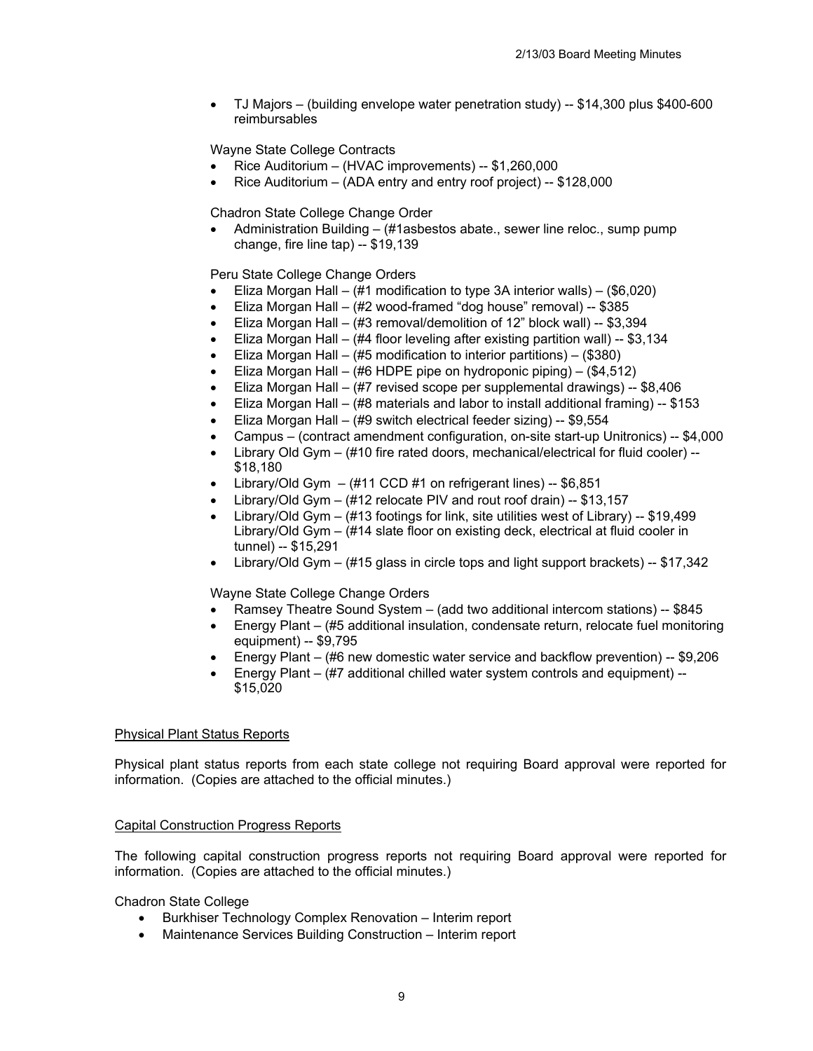- TJ Majors – (building envelope water penetration study) -- $14,300 plus $400-600 reimbursables

Wayne State College Contracts

- Rice Auditorium – (HVAC improvements) -- $1,260,000
- Rice Auditorium – (ADA entry and entry roof project) -- $128,000

Chadron State College Change Order

- Administration Building – (#1asbestos abate., sewer line reloc., sump pump change, fire line tap) -- $19,139

Peru State College Change Orders

- Eliza Morgan Hall – (#1 modification to type 3A interior walls) – ($6,020)
- Eliza Morgan Hall – (#2 wood-framed "dog house" removal) -- $385
- Eliza Morgan Hall – (#3 removal/demolition of 12" block wall) -- $3,394
- Eliza Morgan Hall – (#4 floor leveling after existing partition wall) -- $3,134
- Eliza Morgan Hall – (#5 modification to interior partitions) – ($380)
- Eliza Morgan Hall – (#6 HDPE pipe on hydroponic piping) – ($4,512)
- Eliza Morgan Hall – (#7 revised scope per supplemental drawings) -- $8,406
- Eliza Morgan Hall – (#8 materials and labor to install additional framing) -- $153
- Eliza Morgan Hall – (#9 switch electrical feeder sizing) -- $9,554
- Campus – (contract amendment configuration, on-site start-up Unitronics) -- $4,000
- Library Old Gym – (#10 fire rated doors, mechanical/electrical for fluid cooler) -- $18,180
- Library/Old Gym – (#11 CCD #1 on refrigerant lines) -- $6,851
- Library/Old Gym – (#12 relocate PIV and rout roof drain) -- $13,157
- Library/Old Gym – (#13 footings for link, site utilities west of Library) -- $19,499 Library/Old Gym – (#14 slate floor on existing deck, electrical at fluid cooler in tunnel) -- $15,291
- Library/Old Gym – (#15 glass in circle tops and light support brackets) -- $17,342

Wayne State College Change Orders

- Ramsey Theatre Sound System – (add two additional intercom stations) -- $845
- Energy Plant – (#5 additional insulation, condensate return, relocate fuel monitoring equipment) -- $9,795
- Energy Plant – (#6 new domestic water service and backflow prevention) -- $9,206
- Energy Plant – (#7 additional chilled water system controls and equipment) -- $15,020

## Physical Plant Status Reports

Physical plant status reports from each state college not requiring Board approval were reported for information. (Copies are attached to the official minutes.)

## Capital Construction Progress Reports

The following capital construction progress reports not requiring Board approval were reported for information. (Copies are attached to the official minutes.)

Chadron State College

- Burkhiser Technology Complex Renovation – Interim report
- Maintenance Services Building Construction – Interim report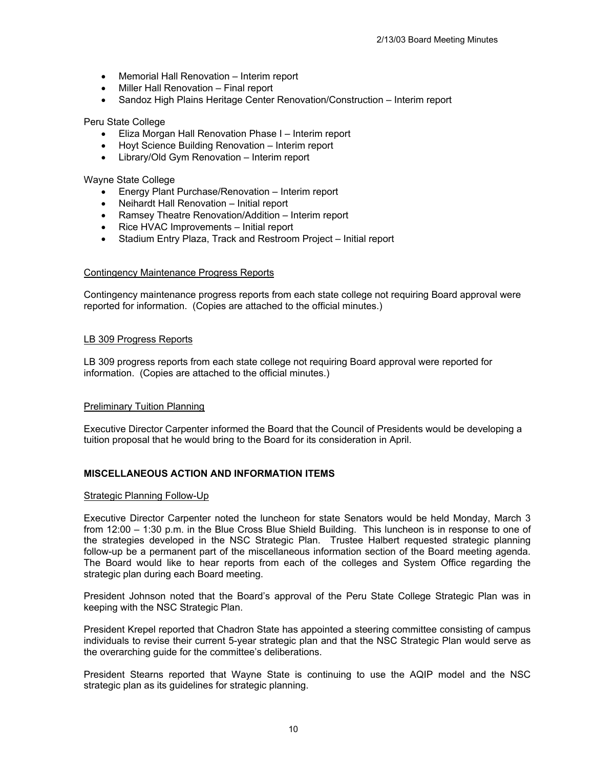- Memorial Hall Renovation – Interim report
- Miller Hall Renovation – Final report
- Sandoz High Plains Heritage Center Renovation/Construction – Interim report

Peru State College

- Eliza Morgan Hall Renovation Phase I – Interim report
- Hoyt Science Building Renovation – Interim report
- Library/Old Gym Renovation – Interim report

Wayne State College

- Energy Plant Purchase/Renovation – Interim report
- Neihardt Hall Renovation – Initial report
- Ramsey Theatre Renovation/Addition – Interim report
- Rice HVAC Improvements – Initial report
- Stadium Entry Plaza, Track and Restroom Project – Initial report

Contingency Maintenance Progress Reports

Contingency maintenance progress reports from each state college not requiring Board approval were reported for information. (Copies are attached to the official minutes.)

LB 309 Progress Reports

LB 309 progress reports from each state college not requiring Board approval were reported for information. (Copies are attached to the official minutes.)

Preliminary Tuition Planning

Executive Director Carpenter informed the Board that the Council of Presidents would be developing a tuition proposal that he would bring to the Board for its consideration in April.

**MISCELLANEOUS ACTION AND INFORMATION ITEMS**

Strategic Planning Follow-Up

Executive Director Carpenter noted the luncheon for state Senators would be held Monday, March 3 from 12:00 – 1:30 p.m. in the Blue Cross Blue Shield Building. This luncheon is in response to one of the strategies developed in the NSC Strategic Plan. Trustee Halbert requested strategic planning follow-up be a permanent part of the miscellaneous information section of the Board meeting agenda. The Board would like to hear reports from each of the colleges and System Office regarding the strategic plan during each Board meeting.

President Johnson noted that the Board's approval of the Peru State College Strategic Plan was in keeping with the NSC Strategic Plan.

President Krepel reported that Chadron State has appointed a steering committee consisting of campus individuals to revise their current 5-year strategic plan and that the NSC Strategic Plan would serve as the overarching guide for the committee's deliberations.

President Stearns reported that Wayne State is continuing to use the AQIP model and the NSC strategic plan as its guidelines for strategic planning.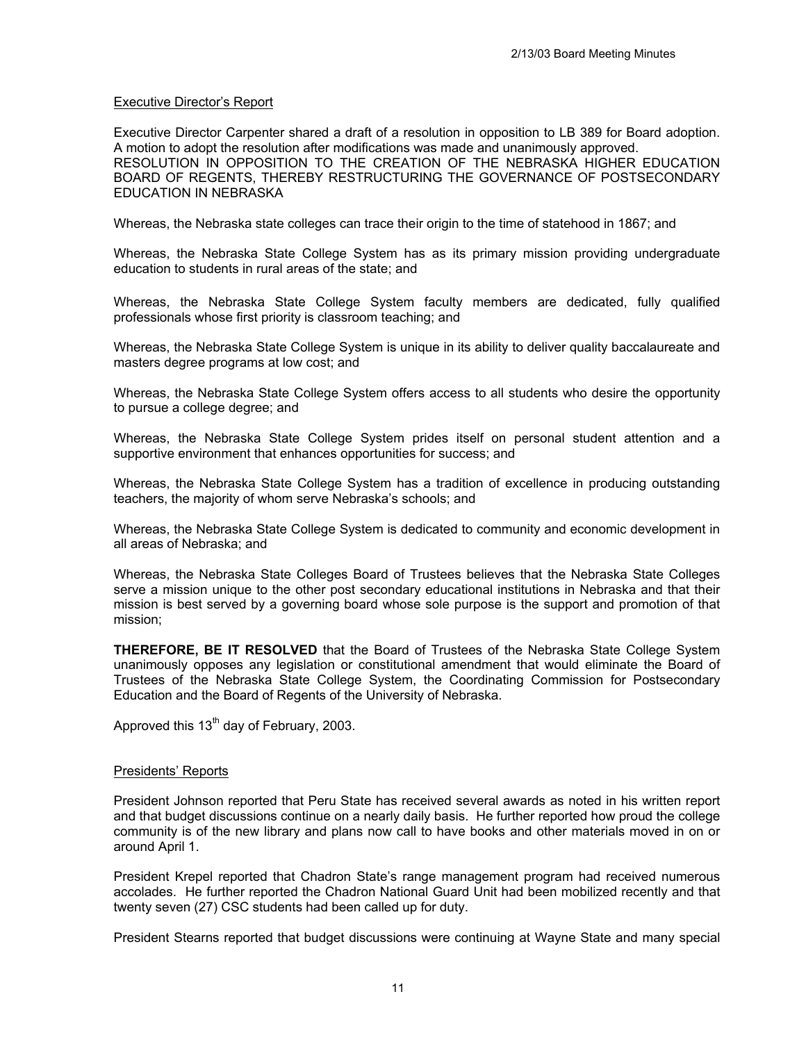Executive Director's Report

Executive Director Carpenter shared a draft of a resolution in opposition to LB 389 for Board adoption. A motion to adopt the resolution after modifications was made and unanimously approved.
RESOLUTION IN OPPOSITION TO THE CREATION OF THE NEBRASKA HIGHER EDUCATION BOARD OF REGENTS, THEREBY RESTRUCTURING THE GOVERNANCE OF POSTSECONDARY EDUCATION IN NEBRASKA

Whereas, the Nebraska state colleges can trace their origin to the time of statehood in 1867; and

Whereas, the Nebraska State College System has as its primary mission providing undergraduate education to students in rural areas of the state; and

Whereas, the Nebraska State College System faculty members are dedicated, fully qualified professionals whose first priority is classroom teaching; and

Whereas, the Nebraska State College System is unique in its ability to deliver quality baccalaureate and masters degree programs at low cost; and

Whereas, the Nebraska State College System offers access to all students who desire the opportunity to pursue a college degree; and

Whereas, the Nebraska State College System prides itself on personal student attention and a supportive environment that enhances opportunities for success; and

Whereas, the Nebraska State College System has a tradition of excellence in producing outstanding teachers, the majority of whom serve Nebraska's schools; and

Whereas, the Nebraska State College System is dedicated to community and economic development in all areas of Nebraska; and

Whereas, the Nebraska State Colleges Board of Trustees believes that the Nebraska State Colleges serve a mission unique to the other post secondary educational institutions in Nebraska and that their mission is best served by a governing board whose sole purpose is the support and promotion of that mission;

**THEREFORE, BE IT RESOLVED** that the Board of Trustees of the Nebraska State College System unanimously opposes any legislation or constitutional amendment that would eliminate the Board of Trustees of the Nebraska State College System, the Coordinating Commission for Postsecondary Education and the Board of Regents of the University of Nebraska.

Approved this 13th day of February, 2003.

Presidents' Reports

President Johnson reported that Peru State has received several awards as noted in his written report and that budget discussions continue on a nearly daily basis. He further reported how proud the college community is of the new library and plans now call to have books and other materials moved in on or around April 1.

President Krepel reported that Chadron State's range management program had received numerous accolades. He further reported the Chadron National Guard Unit had been mobilized recently and that twenty seven (27) CSC students had been called up for duty.

President Stearns reported that budget discussions were continuing at Wayne State and many special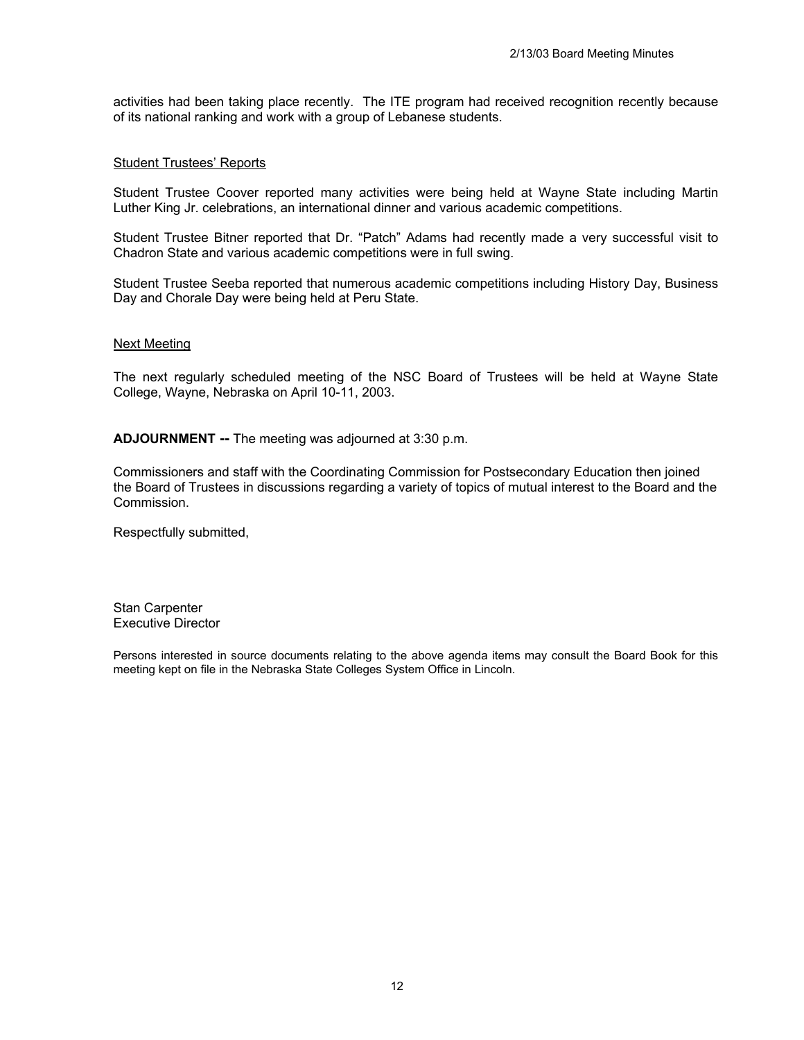activities had been taking place recently. The ITE program had received recognition recently because of its national ranking and work with a group of Lebanese students.

Student Trustees' Reports

Student Trustee Coover reported many activities were being held at Wayne State including Martin Luther King Jr. celebrations, an international dinner and various academic competitions.

Student Trustee Bitner reported that Dr. "Patch" Adams had recently made a very successful visit to Chadron State and various academic competitions were in full swing.

Student Trustee Seeba reported that numerous academic competitions including History Day, Business Day and Chorale Day were being held at Peru State.

Next Meeting

The next regularly scheduled meeting of the NSC Board of Trustees will be held at Wayne State College, Wayne, Nebraska on April 10-11, 2003.

**ADJOURNMENT --** The meeting was adjourned at 3:30 p.m.

Commissioners and staff with the Coordinating Commission for Postsecondary Education then joined the Board of Trustees in discussions regarding a variety of topics of mutual interest to the Board and the Commission.

Respectfully submitted,

Stan Carpenter
Executive Director

Persons interested in source documents relating to the above agenda items may consult the Board Book for this meeting kept on file in the Nebraska State Colleges System Office in Lincoln.